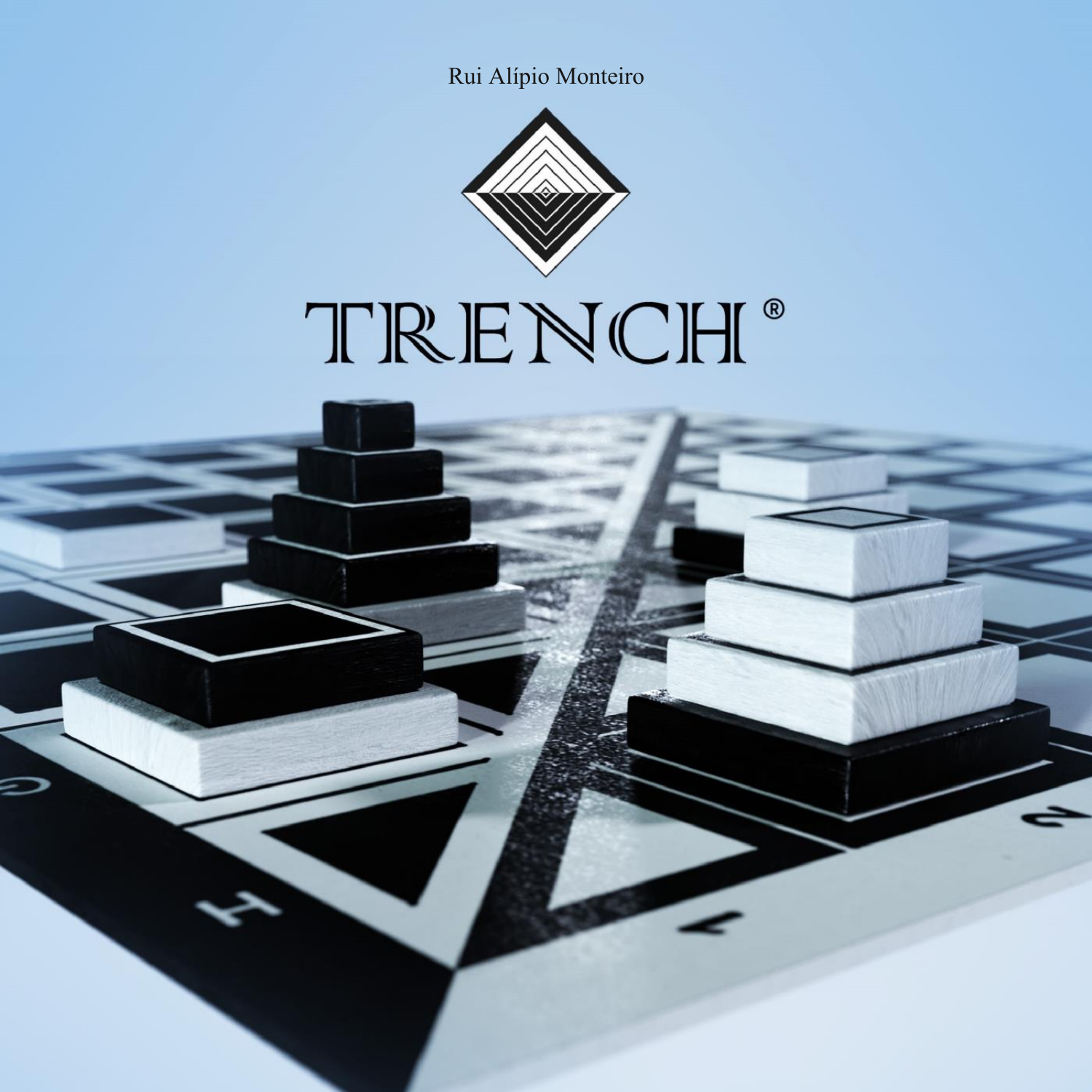Rui Alípio Monteiro

# TRENCH®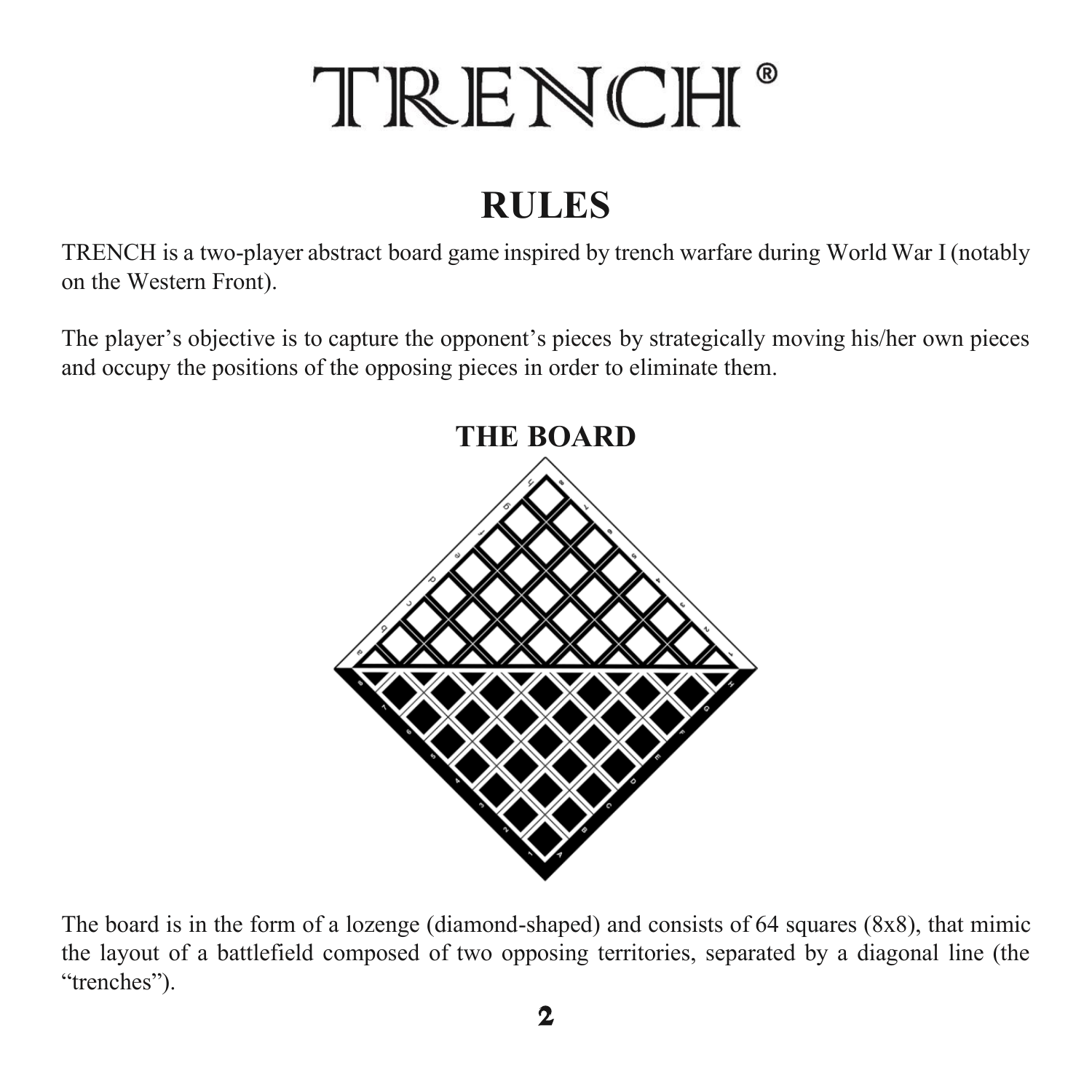# TRENCH®

## RULES

TRENCH is a two-player abstract board game inspired by trench warfare during World War I (notably on the Western Front).

The player's objective is to capture the opponent's pieces by strategically moving his/her own pieces and occupy the positions of the opposing pieces in order to eliminate them.

## THE BOARD

The board is in the form of a lozenge (diamond-shaped) and consists of 64 squares (8x8), that mimic the layout of a battlefield composed of two opposing territories, separated by a diagonal line (the "trenches").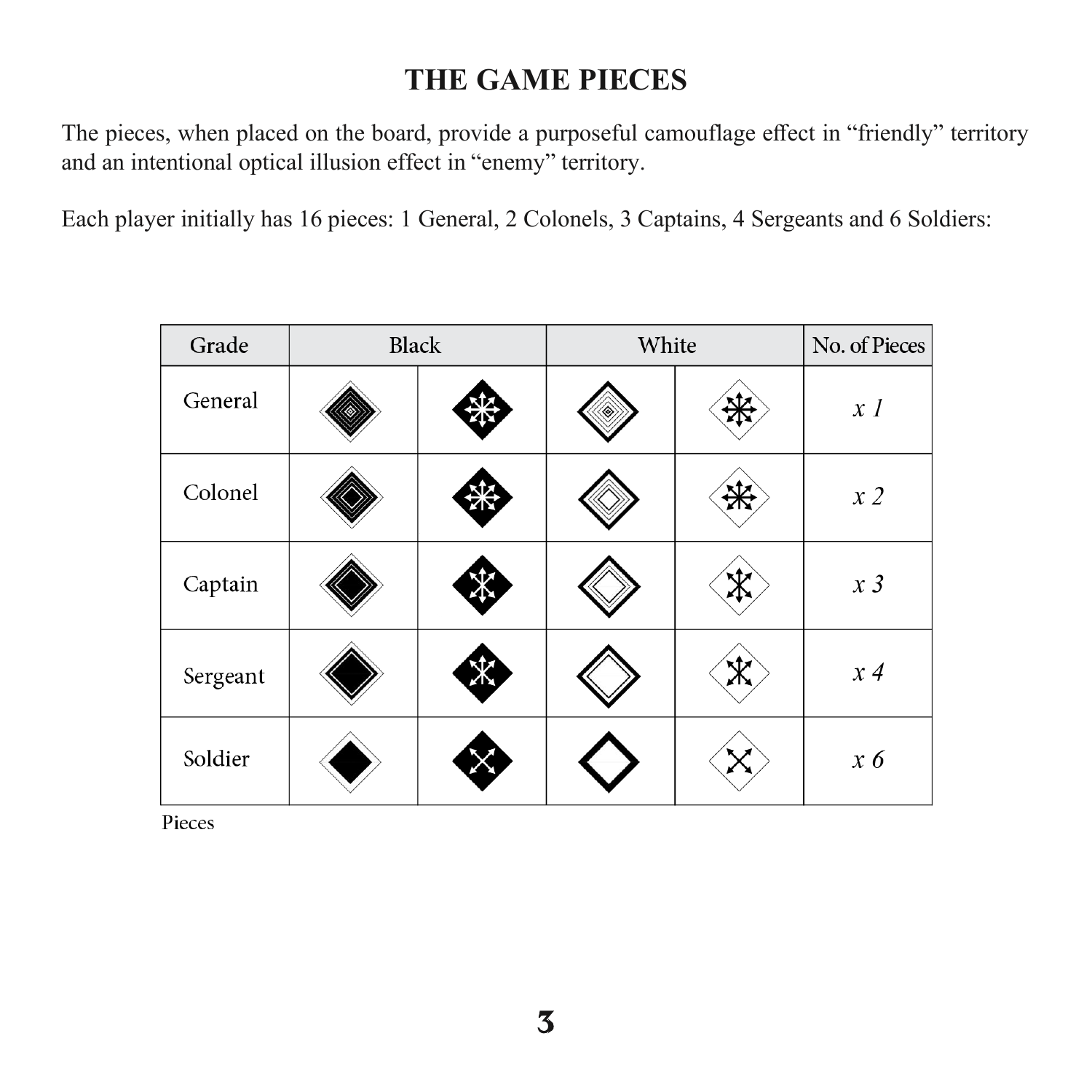# THE GAME PIECES

The pieces, when placed on the board, provide a purposeful camouflage effect in "friendly" territory and an intentional optical illusion effect in "enemy" territory.

Each player initially has 16 pieces: 1 General, 2 Colonels, 3 Captains, 4 Sergeants and 6 Soldiers:

| Grade | Black | | White | | No. of Pieces |
|---|---|---|---|---|---|
| General | | | | | *x 1* |
| Colonel | | | | | *x 2* |
| Captain | | | | | *x 3* |
| Sergeant | | | | | *x 4* |
| Soldier | | | | | *x 6* |

Pieces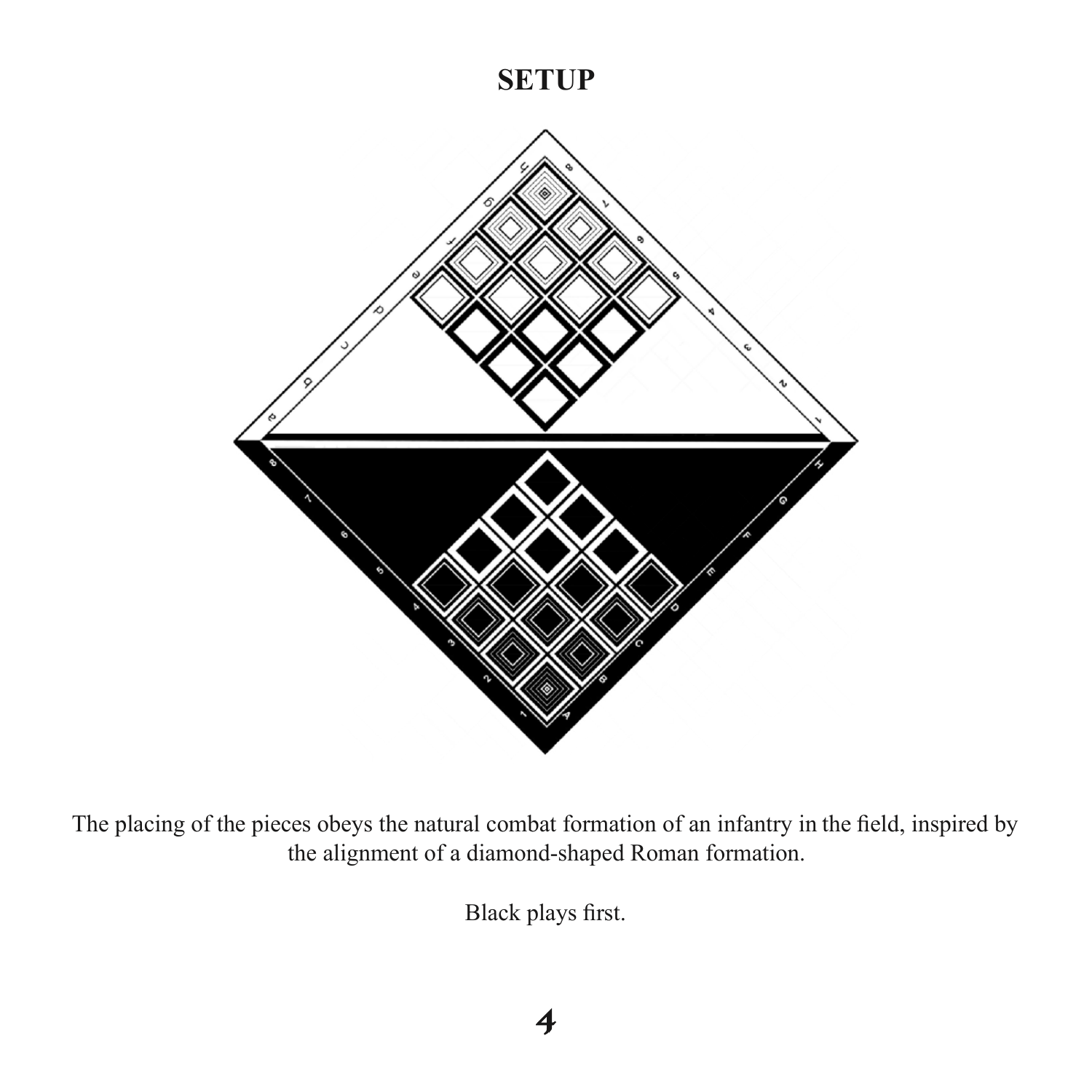# SETUP

The placing of the pieces obeys the natural combat formation of an infantry in the field, inspired by the alignment of a diamond-shaped Roman formation.

Black plays first.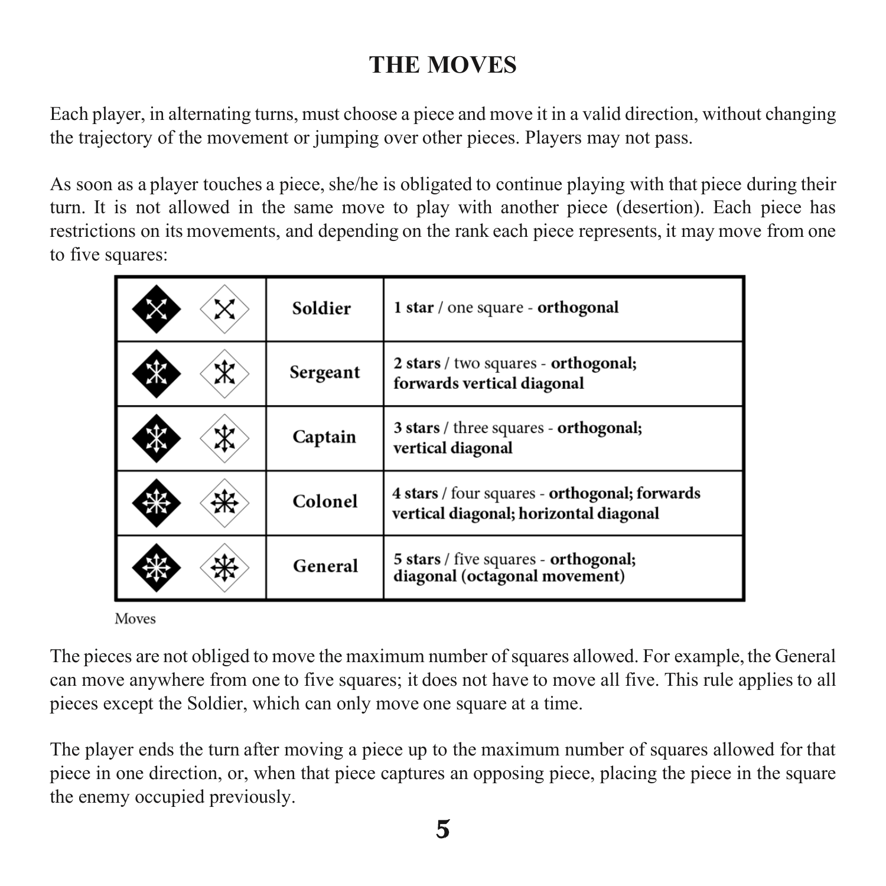# THE MOVES

Each player, in alternating turns, must choose a piece and move it in a valid direction, without changing the trajectory of the movement or jumping over other pieces. Players may not pass.

As soon as a player touches a piece, she/he is obligated to continue playing with that piece during their turn. It is not allowed in the same move to play with another piece (desertion). Each piece has restrictions on its movements, and depending on the rank each piece represents, it may move from one to five squares:

| | Piece | Movement |
|---|---|---|
| | **Soldier** | **1 star** / one square - **orthogonal** |
| | **Sergeant** | **2 stars** / two squares - **orthogonal; forwards vertical diagonal** |
| | **Captain** | **3 stars** / three squares - **orthogonal; vertical diagonal** |
| | **Colonel** | **4 stars** / four squares - **orthogonal; forwards vertical diagonal; horizontal diagonal** |
| | **General** | **5 stars** / five squares - **orthogonal; diagonal (octagonal movement)** |

Moves

The pieces are not obliged to move the maximum number of squares allowed. For example, the General can move anywhere from one to five squares; it does not have to move all five. This rule applies to all pieces except the Soldier, which can only move one square at a time.

The player ends the turn after moving a piece up to the maximum number of squares allowed for that piece in one direction, or, when that piece captures an opposing piece, placing the piece in the square the enemy occupied previously.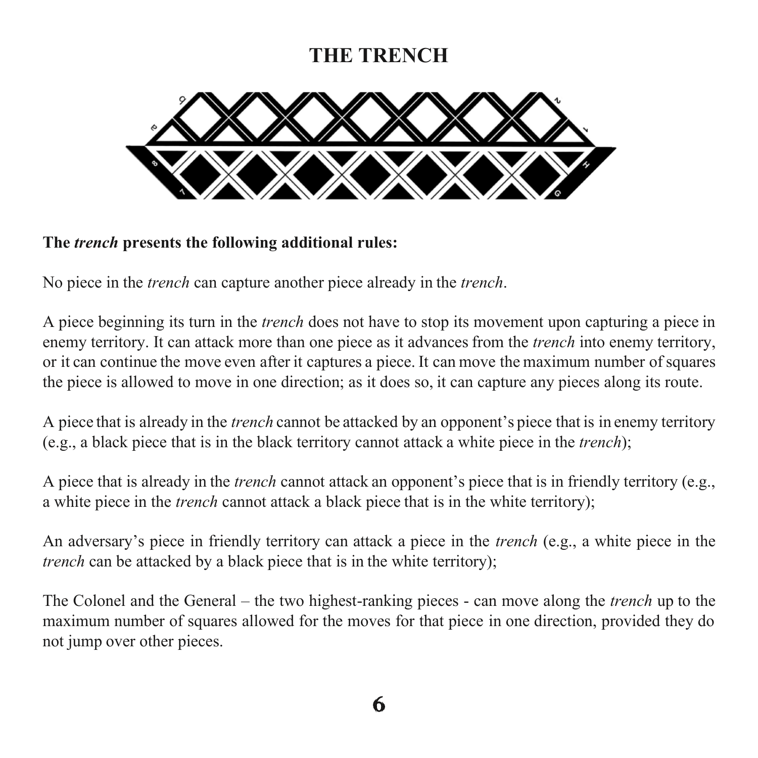# THE TRENCH

**The *trench* presents the following additional rules:**

No piece in the *trench* can capture another piece already in the *trench*.

A piece beginning its turn in the *trench* does not have to stop its movement upon capturing a piece in enemy territory. It can attack more than one piece as it advances from the *trench* into enemy territory, or it can continue the move even after it captures a piece. It can move the maximum number of squares the piece is allowed to move in one direction; as it does so, it can capture any pieces along its route.

A piece that is already in the *trench* cannot be attacked by an opponent's piece that is in enemy territory (e.g., a black piece that is in the black territory cannot attack a white piece in the *trench*);

A piece that is already in the *trench* cannot attack an opponent's piece that is in friendly territory (e.g., a white piece in the *trench* cannot attack a black piece that is in the white territory);

An adversary's piece in friendly territory can attack a piece in the *trench* (e.g., a white piece in the *trench* can be attacked by a black piece that is in the white territory);

The Colonel and the General – the two highest-ranking pieces - can move along the *trench* up to the maximum number of squares allowed for the moves for that piece in one direction, provided they do not jump over other pieces.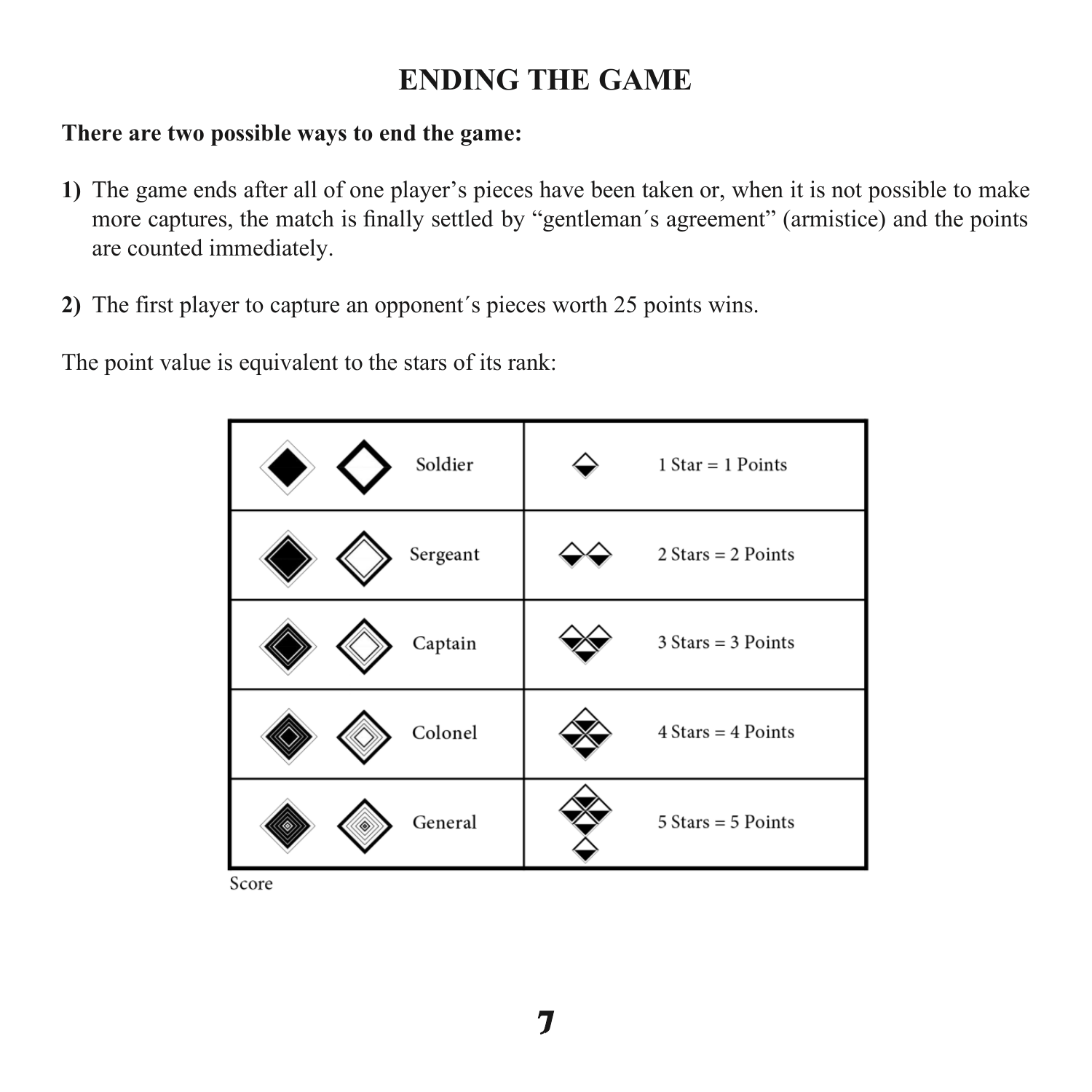# ENDING THE GAME

**There are two possible ways to end the game:**

**1)** The game ends after all of one player's pieces have been taken or, when it is not possible to make more captures, the match is finally settled by "gentleman´s agreement" (armistice) and the points are counted immediately.

**2)** The first player to capture an opponent´s pieces worth 25 points wins.

The point value is equivalent to the stars of its rank:

| | |
|---|---|
| Soldier | 1 Star = 1 Points |
| Sergeant | 2 Stars = 2 Points |
| Captain | 3 Stars = 3 Points |
| Colonel | 4 Stars = 4 Points |
| General | 5 Stars = 5 Points |

Score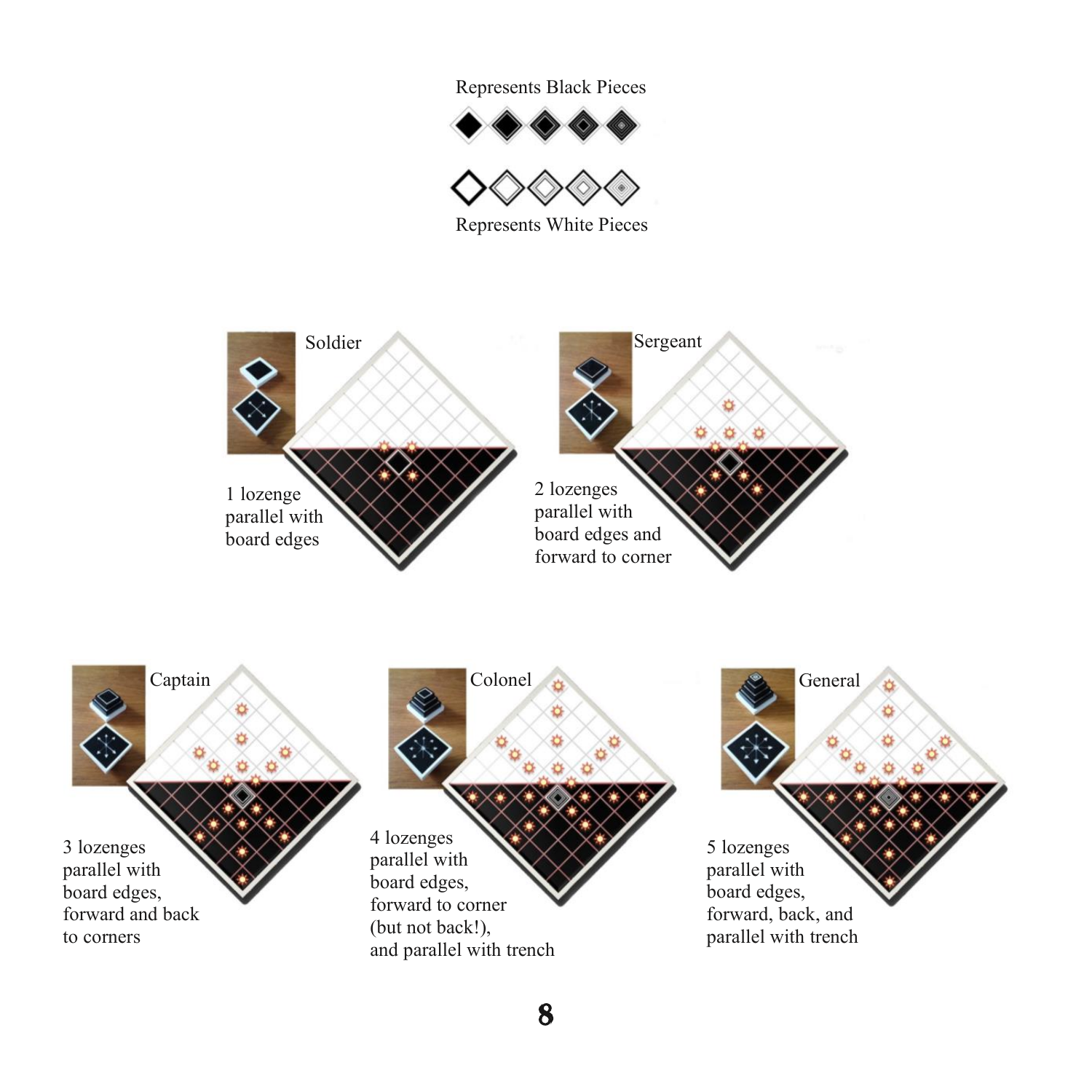Represents Black Pieces

Represents White Pieces

Soldier

1 lozenge parallel with board edges

Sergeant

2 lozenges parallel with board edges and forward to corner

Captain

3 lozenges parallel with board edges, forward and back to corners

Colonel

4 lozenges parallel with board edges, forward to corner (but not back!), and parallel with trench

General

5 lozenges parallel with board edges, forward, back, and parallel with trench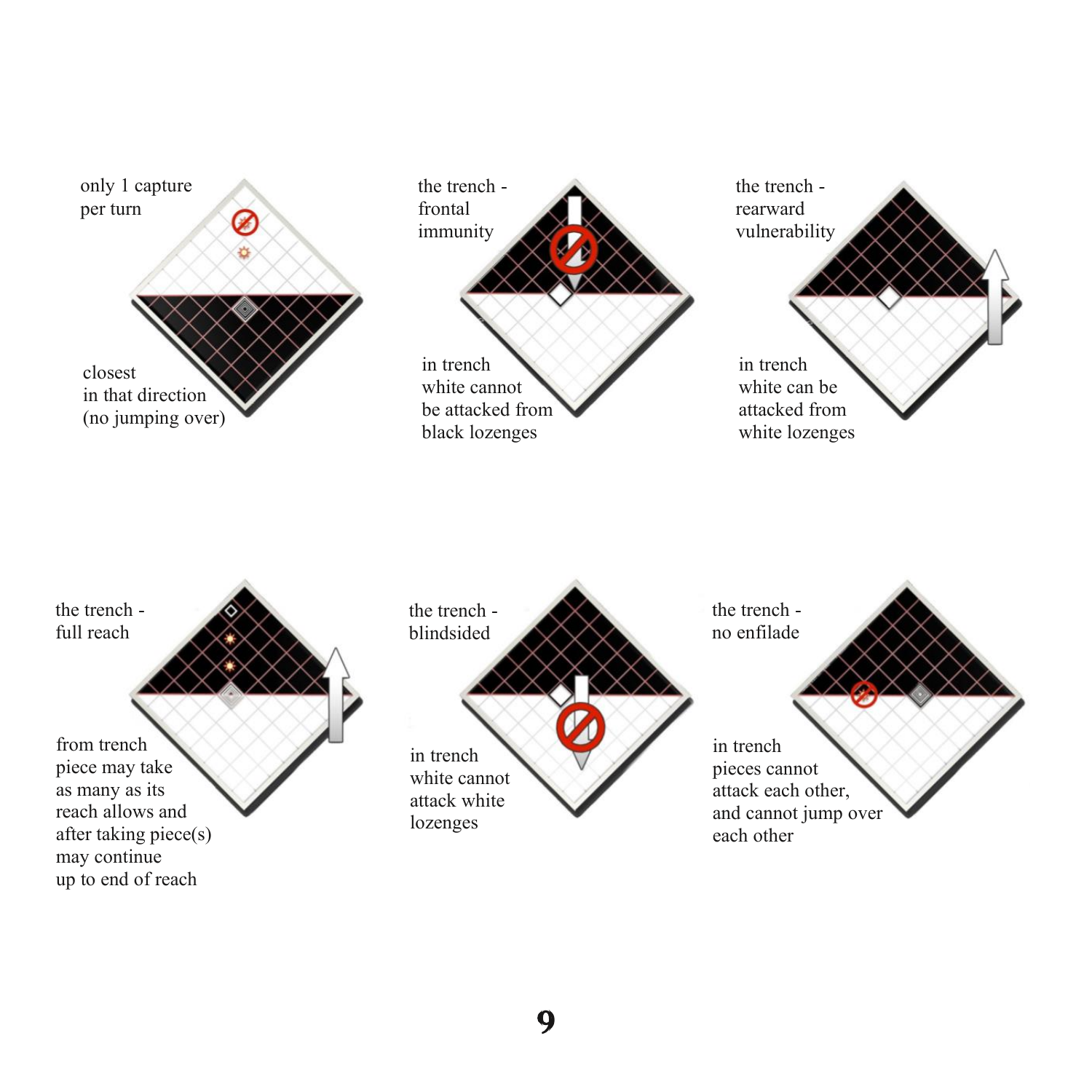only 1 capture per turn

closest in that direction (no jumping over)

the trench - frontal immunity

in trench white cannot be attacked from black lozenges

the trench - rearward vulnerability

in trench white can be attacked from white lozenges

the trench - full reach

from trench piece may take as many as its reach allows and after taking piece(s) may continue up to end of reach

the trench - blindsided

in trench white cannot attack white lozenges

the trench - no enfilade

in trench pieces cannot attack each other, and cannot jump over each other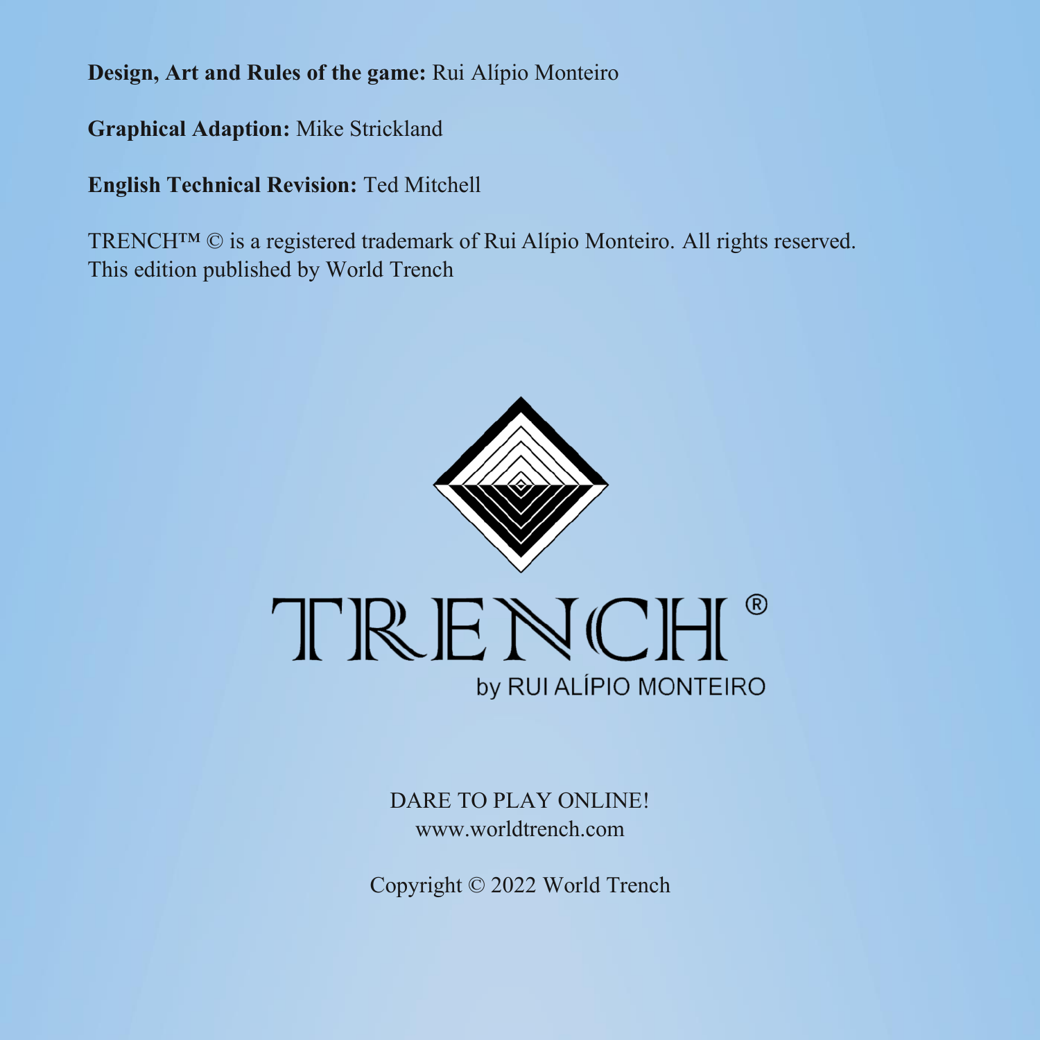**Design, Art and Rules of the game:** Rui Alípio Monteiro

**Graphical Adaption:** Mike Strickland

**English Technical Revision:** Ted Mitchell

TRENCH™ © is a registered trademark of Rui Alípio Monteiro. All rights reserved.
This edition published by World Trench

TRENCH®

by RUI ALÍPIO MONTEIRO

DARE TO PLAY ONLINE!
www.worldtrench.com

Copyright © 2022 World Trench